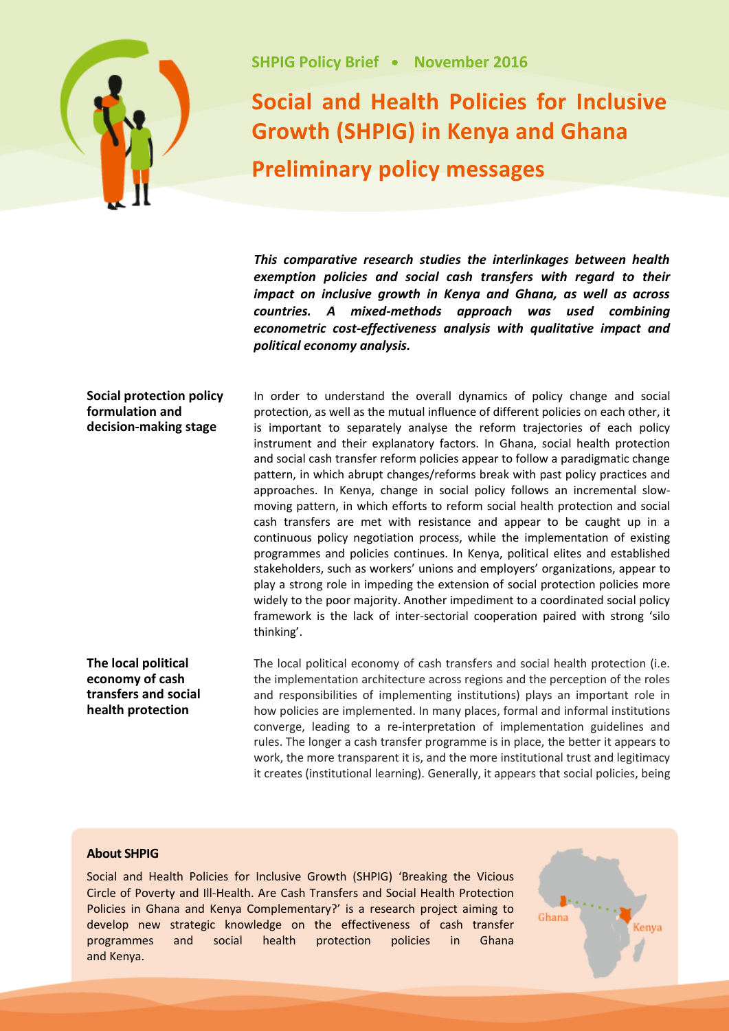SHPIG Policy Brief • November 2016

# Social and Health Policies for Inclusive Growth (SHPIG) in Kenya and Ghana

## Preliminary policy messages

***This comparative research studies the interlinkages between health exemption policies and social cash transfers with regard to their impact on inclusive growth in Kenya and Ghana, as well as across countries. A mixed-methods approach was used combining econometric cost-effectiveness analysis with qualitative impact and political economy analysis.***

### Social protection policy formulation and decision-making stage

In order to understand the overall dynamics of policy change and social protection, as well as the mutual influence of different policies on each other, it is important to separately analyse the reform trajectories of each policy instrument and their explanatory factors. In Ghana, social health protection and social cash transfer reform policies appear to follow a paradigmatic change pattern, in which abrupt changes/reforms break with past policy practices and approaches. In Kenya, change in social policy follows an incremental slow-moving pattern, in which efforts to reform social health protection and social cash transfers are met with resistance and appear to be caught up in a continuous policy negotiation process, while the implementation of existing programmes and policies continues. In Kenya, political elites and established stakeholders, such as workers' unions and employers' organizations, appear to play a strong role in impeding the extension of social protection policies more widely to the poor majority. Another impediment to a coordinated social policy framework is the lack of inter-sectorial cooperation paired with strong 'silo thinking'.

### The local political economy of cash transfers and social health protection

The local political economy of cash transfers and social health protection (i.e. the implementation architecture across regions and the perception of the roles and responsibilities of implementing institutions) plays an important role in how policies are implemented. In many places, formal and informal institutions converge, leading to a re-interpretation of implementation guidelines and rules. The longer a cash transfer programme is in place, the better it appears to work, the more transparent it is, and the more institutional trust and legitimacy it creates (institutional learning). Generally, it appears that social policies, being

**About SHPIG**

Social and Health Policies for Inclusive Growth (SHPIG) 'Breaking the Vicious Circle of Poverty and Ill-Health. Are Cash Transfers and Social Health Protection Policies in Ghana and Kenya Complementary?' is a research project aiming to develop new strategic knowledge on the effectiveness of cash transfer programmes and social health protection policies in Ghana and Kenya.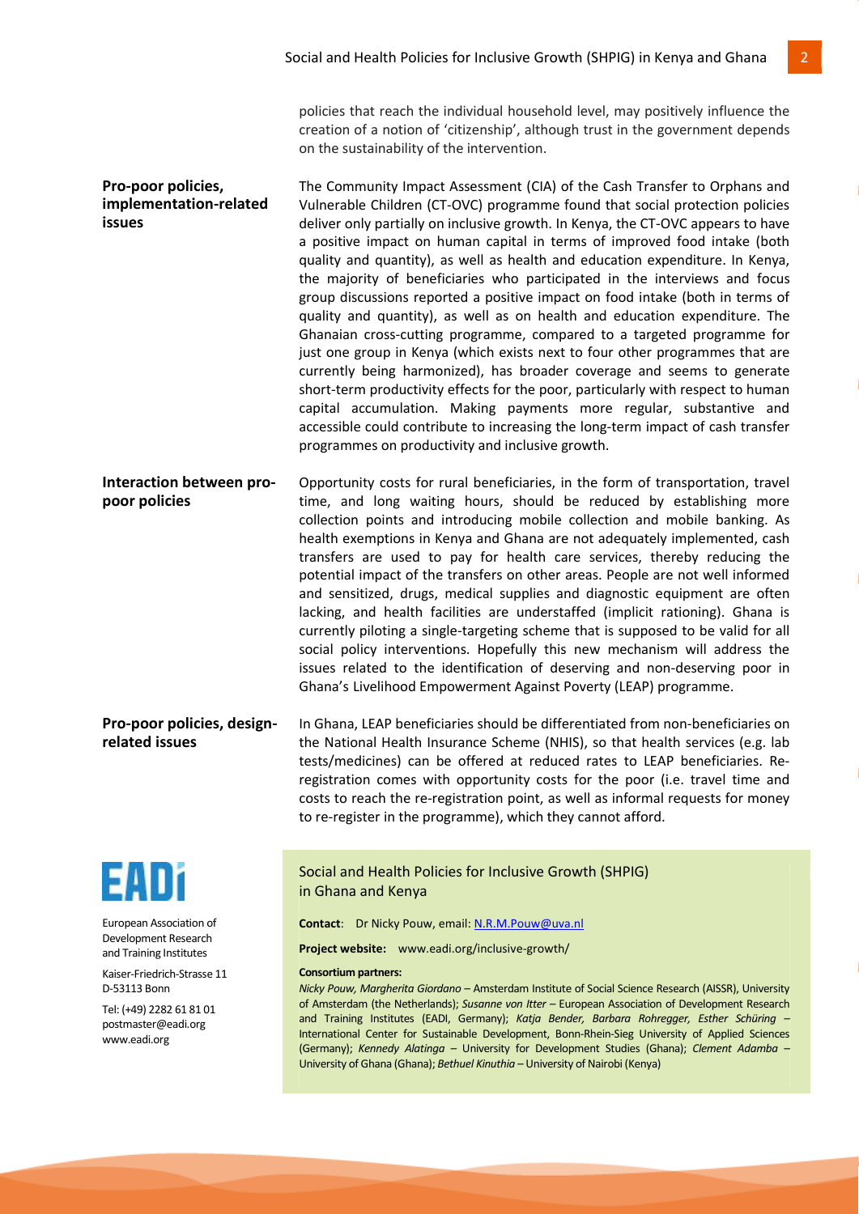policies that reach the individual household level, may positively influence the creation of a notion of 'citizenship', although trust in the government depends on the sustainability of the intervention.

**Pro-poor policies, implementation-related issues**

The Community Impact Assessment (CIA) of the Cash Transfer to Orphans and Vulnerable Children (CT-OVC) programme found that social protection policies deliver only partially on inclusive growth. In Kenya, the CT-OVC appears to have a positive impact on human capital in terms of improved food intake (both quality and quantity), as well as health and education expenditure. In Kenya, the majority of beneficiaries who participated in the interviews and focus group discussions reported a positive impact on food intake (both in terms of quality and quantity), as well as on health and education expenditure. The Ghanaian cross-cutting programme, compared to a targeted programme for just one group in Kenya (which exists next to four other programmes that are currently being harmonized), has broader coverage and seems to generate short-term productivity effects for the poor, particularly with respect to human capital accumulation. Making payments more regular, substantive and accessible could contribute to increasing the long-term impact of cash transfer programmes on productivity and inclusive growth.

**Interaction between pro-poor policies**

Opportunity costs for rural beneficiaries, in the form of transportation, travel time, and long waiting hours, should be reduced by establishing more collection points and introducing mobile collection and mobile banking. As health exemptions in Kenya and Ghana are not adequately implemented, cash transfers are used to pay for health care services, thereby reducing the potential impact of the transfers on other areas. People are not well informed and sensitized, drugs, medical supplies and diagnostic equipment are often lacking, and health facilities are understaffed (implicit rationing). Ghana is currently piloting a single-targeting scheme that is supposed to be valid for all social policy interventions. Hopefully this new mechanism will address the issues related to the identification of deserving and non-deserving poor in Ghana's Livelihood Empowerment Against Poverty (LEAP) programme.

**Pro-poor policies, design-related issues**

In Ghana, LEAP beneficiaries should be differentiated from non-beneficiaries on the National Health Insurance Scheme (NHIS), so that health services (e.g. lab tests/medicines) can be offered at reduced rates to LEAP beneficiaries. Re-registration comes with opportunity costs for the poor (i.e. travel time and costs to reach the re-registration point, as well as informal requests for money to re-register in the programme), which they cannot afford.

**EADI**

European Association of Development Research and Training Institutes

Kaiser-Friedrich-Strasse 11
D-53113 Bonn

Tel: (+49) 2282 61 81 01
postmaster@eadi.org
www.eadi.org

Social and Health Policies for Inclusive Growth (SHPIG) in Ghana and Kenya

**Contact**: Dr Nicky Pouw, email: N.R.M.Pouw@uva.nl

**Project website:** www.eadi.org/inclusive-growth/

**Consortium partners:**
*Nicky Pouw, Margherita Giordano* – Amsterdam Institute of Social Science Research (AISSR), University of Amsterdam (the Netherlands); *Susanne von Itter* – European Association of Development Research and Training Institutes (EADI, Germany); *Katja Bender, Barbara Rohregger, Esther Schüring* – International Center for Sustainable Development, Bonn-Rhein-Sieg University of Applied Sciences (Germany); *Kennedy Alatinga* – University for Development Studies (Ghana); *Clement Adamba* – University of Ghana (Ghana); *Bethuel Kinuthia* – University of Nairobi (Kenya)